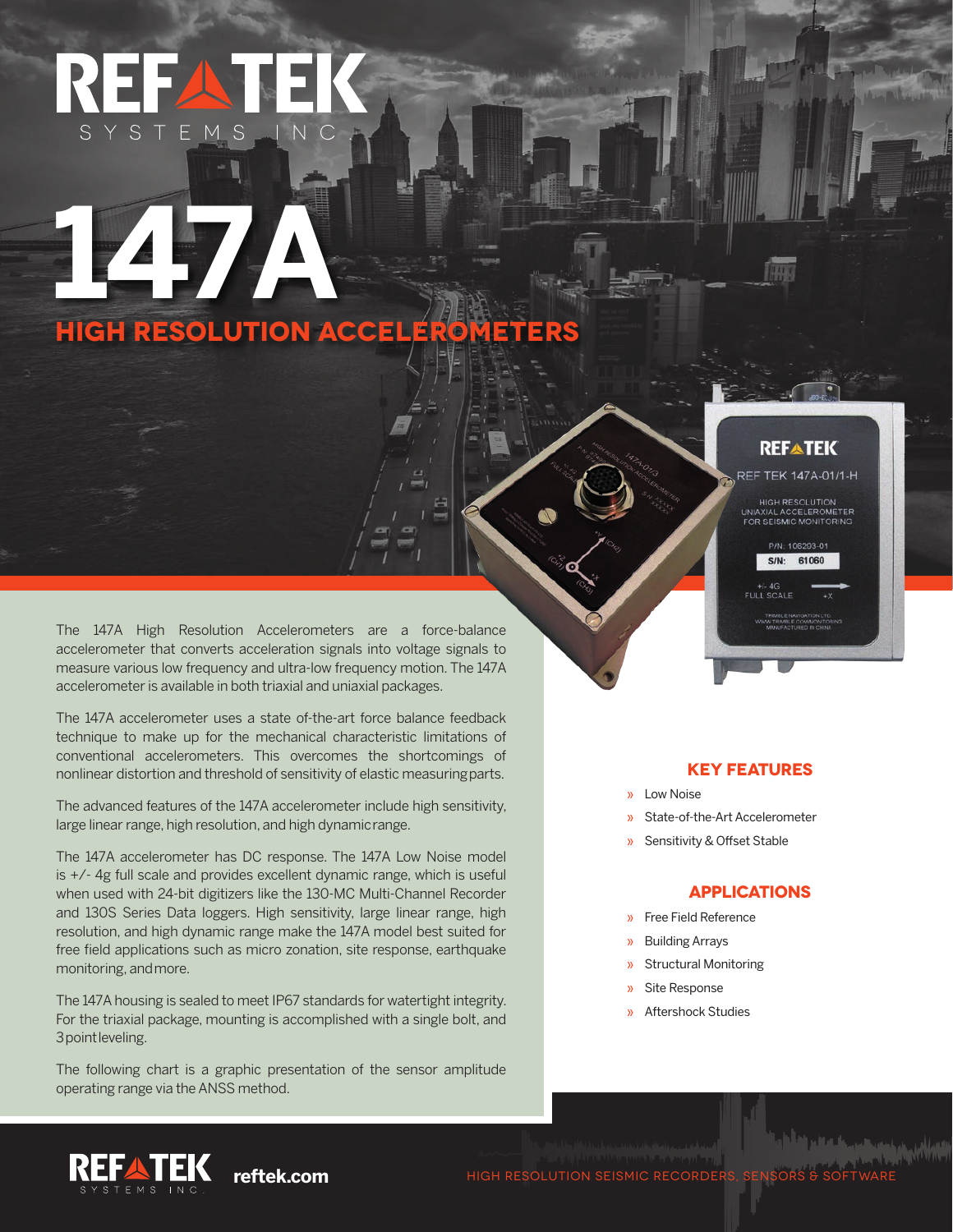# REF TEK SYSTEMS INC.

# 147A

## HIGH RESOLUTION ACCELEROMETERS

The 147A High Resolution Accelerometers are a force-balance accelerometer that converts acceleration signals into voltage signals to measure various low frequency and ultra-low frequency motion. The 147A accelerometer is available in both triaxial and uniaxial packages.

The 147A accelerometer uses a state of-the-art force balance feedback technique to make up for the mechanical characteristic limitations of conventional accelerometers. This overcomes the shortcomings of nonlinear distortion and threshold of sensitivity of elastic measuring parts.

The advanced features of the 147A accelerometer include high sensitivity, large linear range, high resolution, and high dynamic range.

The 147A accelerometer has DC response. The 147A Low Noise model is +/- 4g full scale and provides excellent dynamic range, which is useful when used with 24-bit digitizers like the 130-MC Multi-Channel Recorder and 130S Series Data loggers. High sensitivity, large linear range, high resolution, and high dynamic range make the 147A model best suited for free field applications such as micro zonation, site response, earthquake monitoring, and more.

The 147A housing is sealed to meet IP67 standards for watertight integrity. For the triaxial package, mounting is accomplished with a single bolt, and 3 point leveling.

The following chart is a graphic presentation of the sensor amplitude operating range via the ANSS method.

### KEY FEATURES

- Low Noise
- State-of-the-Art Accelerometer
- Sensitivity & Offset Stable

### APPLICATIONS

- Free Field Reference
- Building Arrays
- Structural Monitoring
- Site Response
- Aftershock Studies

REF TEK SYSTEMS INC. **reftek.com** HIGH RESOLUTION SEISMIC RECORDERS, SENSORS & SOFTWARE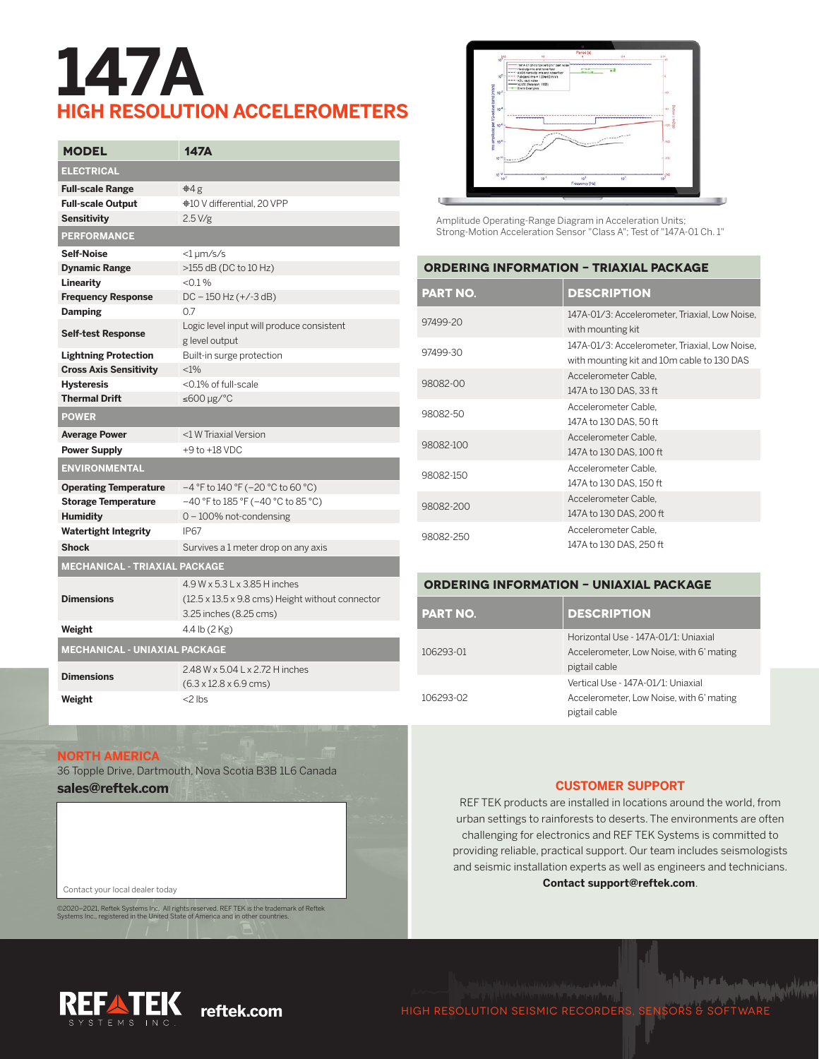# 147A

## HIGH RESOLUTION ACCELEROMETERS

| MODEL | 147A |
|---|---|
| **ELECTRICAL** | |
| **Full-scale Range** | ±4 g |
| **Full-scale Output** | ±10 V differential, 20 VPP |
| **Sensitivity** | 2.5 V/g |
| **PERFORMANCE** | |
| **Self-Noise** | <1 µm/s/s |
| **Dynamic Range** | >155 dB (DC to 10 Hz) |
| **Linearity** | <0.1 % |
| **Frequency Response** | DC – 150 Hz (+/-3 dB) |
| **Damping** | 0.7 |
| **Self-test Response** | Logic level input will produce consistent g level output |
| **Lightning Protection** | Built-in surge protection |
| **Cross Axis Sensitivity** | <1% |
| **Hysteresis** | <0.1% of full-scale |
| **Thermal Drift** | ≤600 µg/°C |
| **POWER** | |
| **Average Power** | <1 W Triaxial Version |
| **Power Supply** | +9 to +18 VDC |
| **ENVIRONMENTAL** | |
| **Operating Temperature** | −4 °F to 140 °F (−20 °C to 60 °C) |
| **Storage Temperature** | −40 °F to 185 °F (−40 °C to 85 °C) |
| **Humidity** | 0 – 100% not-condensing |
| **Watertight Integrity** | IP67 |
| **Shock** | Survives a 1 meter drop on any axis |
| **MECHANICAL - TRIAXIAL PACKAGE** | |
| **Dimensions** | 4.9 W x 5.3 L x 3.85 H inches (12.5 x 13.5 x 9.8 cms) Height without connector 3.25 inches (8.25 cms) |
| **Weight** | 4.4 lb (2 Kg) |
| **MECHANICAL - UNIAXIAL PACKAGE** | |
| **Dimensions** | 2.48 W x 5.04 L x 2.72 H inches (6.3 x 12.8 x 6.9 cms) |
| **Weight** | <2 lbs |

Amplitude Operating-Range Diagram in Acceleration Units; Strong-Motion Acceleration Sensor "Class A"; Test of "147A-01 Ch. 1"

### ORDERING INFORMATION – TRIAXIAL PACKAGE

| PART NO. | DESCRIPTION |
|---|---|
| 97499-20 | 147A-01/3: Accelerometer, Triaxial, Low Noise, with mounting kit |
| 97499-30 | 147A-01/3: Accelerometer, Triaxial, Low Noise, with mounting kit and 10m cable to 130 DAS |
| 98082-00 | Accelerometer Cable, 147A to 130 DAS, 33 ft |
| 98082-50 | Accelerometer Cable, 147A to 130 DAS, 50 ft |
| 98082-100 | Accelerometer Cable, 147A to 130 DAS, 100 ft |
| 98082-150 | Accelerometer Cable, 147A to 130 DAS, 150 ft |
| 98082-200 | Accelerometer Cable, 147A to 130 DAS, 200 ft |
| 98082-250 | Accelerometer Cable, 147A to 130 DAS, 250 ft |

### ORDERING INFORMATION – UNIAXIAL PACKAGE

| PART NO. | DESCRIPTION |
|---|---|
| 106293-01 | Horizontal Use - 147A-01/1: Uniaxial Accelerometer, Low Noise, with 6' mating pigtail cable |
| 106293-02 | Vertical Use - 147A-01/1: Uniaxial Accelerometer, Low Noise, with 6' mating pigtail cable |

### NORTH AMERICA

36 Topple Drive, Dartmouth, Nova Scotia B3B 1L6 Canada

**sales@reftek.com**

Contact your local dealer today

©2020–2021, Reftek Systems Inc. All rights reserved. REF TEK is the trademark of Reftek Systems Inc., registered in the United State of America and in other countries.

### CUSTOMER SUPPORT

REF TEK products are installed in locations around the world, from urban settings to rainforests to deserts. The environments are often challenging for electronics and REF TEK Systems is committed to providing reliable, practical support. Our team includes seismologists and seismic installation experts as well as engineers and technicians. **Contact support@reftek.com**.

REF TEK SYSTEMS INC. **reftek.com**

HIGH RESOLUTION SEISMIC RECORDERS, SENSORS & SOFTWARE